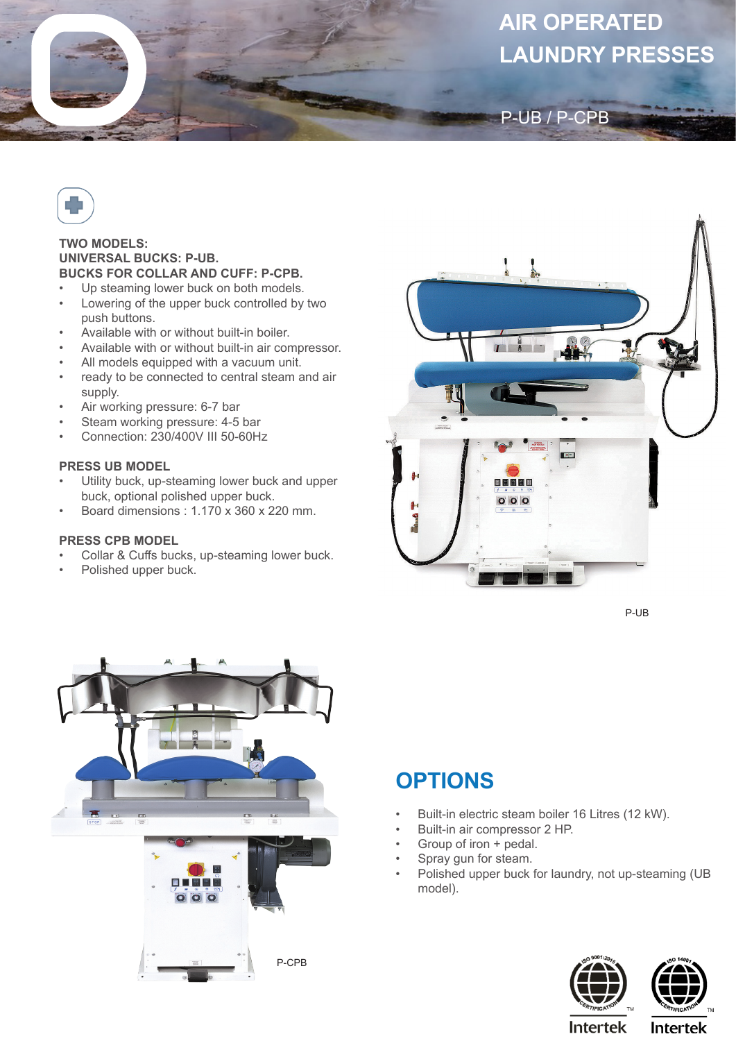# AIR OPERATED LAUNDRY PRESSES

## P-UB / P-CPB

**TWO MODELS:**
**UNIVERSAL BUCKS: P-UB.**
**BUCKS FOR COLLAR AND CUFF: P-CPB.**

- Up steaming lower buck on both models.
- Lowering of the upper buck controlled by two push buttons.
- Available with or without built-in boiler.
- Available with or without built-in air compressor.
- All models equipped with a vacuum unit.
- ready to be connected to central steam and air supply.
- Air working pressure: 6-7 bar
- Steam working pressure: 4-5 bar
- Connection: 230/400V III 50-60Hz

### PRESS UB MODEL

- Utility buck, up-steaming lower buck and upper buck, optional polished upper buck.
- Board dimensions : 1.170 x 360 x 220 mm.

### PRESS CPB MODEL

- Collar & Cuffs bucks, up-steaming lower buck.
- Polished upper buck.

P-UB

P-CPB

## OPTIONS

- Built-in electric steam boiler 16 Litres (12 kW).
- Built-in air compressor 2 HP.
- Group of iron + pedal.
- Spray gun for steam.
- Polished upper buck for laundry, not up-steaming (UB model).

ISO 9001:2015 CERTIFICATION Intertek

ISO 14001 CERTIFICATION Intertek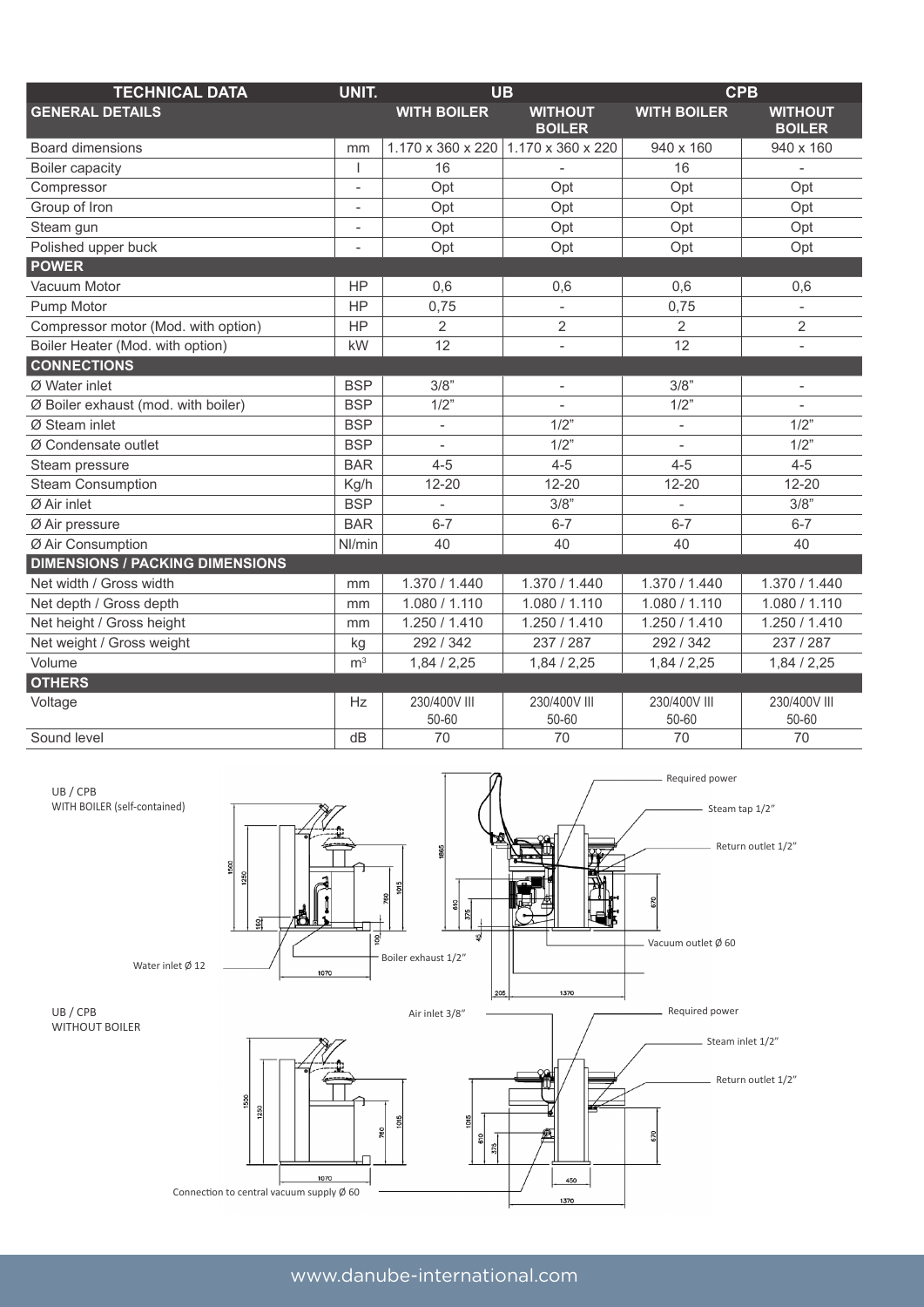| TECHNICAL DATA | UNIT. | UB | | CPB | |
|---|---|---|---|---|---|
| **GENERAL DETAILS** | | **WITH BOILER** | **WITHOUT BOILER** | **WITH BOILER** | **WITHOUT BOILER** |
| Board dimensions | mm | 1.170 x 360 x 220 | 1.170 x 360 x 220 | 940 x 160 | 940 x 160 |
| Boiler capacity | l | 16 | - | 16 | - |
| Compressor | - | Opt | Opt | Opt | Opt |
| Group of Iron | - | Opt | Opt | Opt | Opt |
| Steam gun | - | Opt | Opt | Opt | Opt |
| Polished upper buck | - | Opt | Opt | Opt | Opt |
| **POWER** | | | | | |
| Vacuum Motor | HP | 0,6 | 0,6 | 0,6 | 0,6 |
| Pump Motor | HP | 0,75 | - | 0,75 | - |
| Compressor motor (Mod. with option) | HP | 2 | 2 | 2 | 2 |
| Boiler Heater (Mod. with option) | kW | 12 | - | 12 | - |
| **CONNECTIONS** | | | | | |
| Ø Water inlet | BSP | 3/8" | - | 3/8" | - |
| Ø Boiler exhaust (mod. with boiler) | BSP | 1/2" | - | 1/2" | - |
| Ø Steam inlet | BSP | - | 1/2" | - | 1/2" |
| Ø Condensate outlet | BSP | - | 1/2" | - | 1/2" |
| Steam pressure | BAR | 4-5 | 4-5 | 4-5 | 4-5 |
| Steam Consumption | Kg/h | 12-20 | 12-20 | 12-20 | 12-20 |
| Ø Air inlet | BSP | - | 3/8" | - | 3/8" |
| Ø Air pressure | BAR | 6-7 | 6-7 | 6-7 | 6-7 |
| Ø Air Consumption | Nl/min | 40 | 40 | 40 | 40 |
| **DIMENSIONS / PACKING DIMENSIONS** | | | | | |
| Net width / Gross width | mm | 1.370 / 1.440 | 1.370 / 1.440 | 1.370 / 1.440 | 1.370 / 1.440 |
| Net depth / Gross depth | mm | 1.080 / 1.110 | 1.080 / 1.110 | 1.080 / 1.110 | 1.080 / 1.110 |
| Net height / Gross height | mm | 1.250 / 1.410 | 1.250 / 1.410 | 1.250 / 1.410 | 1.250 / 1.410 |
| Net weight / Gross weight | kg | 292 / 342 | 237 / 287 | 292 / 342 | 237 / 287 |
| Volume | m³ | 1,84 / 2,25 | 1,84 / 2,25 | 1,84 / 2,25 | 1,84 / 2,25 |
| **OTHERS** | | | | | |
| Voltage | Hz | 230/400V III 50-60 | 230/400V III 50-60 | 230/400V III 50-60 | 230/400V III 50-60 |
| Sound level | dB | 70 | 70 | 70 | 70 |

UB / CPB
WITH BOILER (self-contained)

Required power
Steam tap 1/2"
Return outlet 1/2"
Vacuum outlet Ø 60
Boiler exhaust 1/2"
Water inlet Ø 12

1500
1250
160
780
1015
100
1070
1665
610
375
45
670
205
1370

UB / CPB
WITHOUT BOILER

Air inlet 3/8"
Required power
Steam inlet 1/2"
Return outlet 1/2"
Connection to central vacuum supply Ø 60

1500
1250
780
1015
1070
1015
610
375
670
450
1370